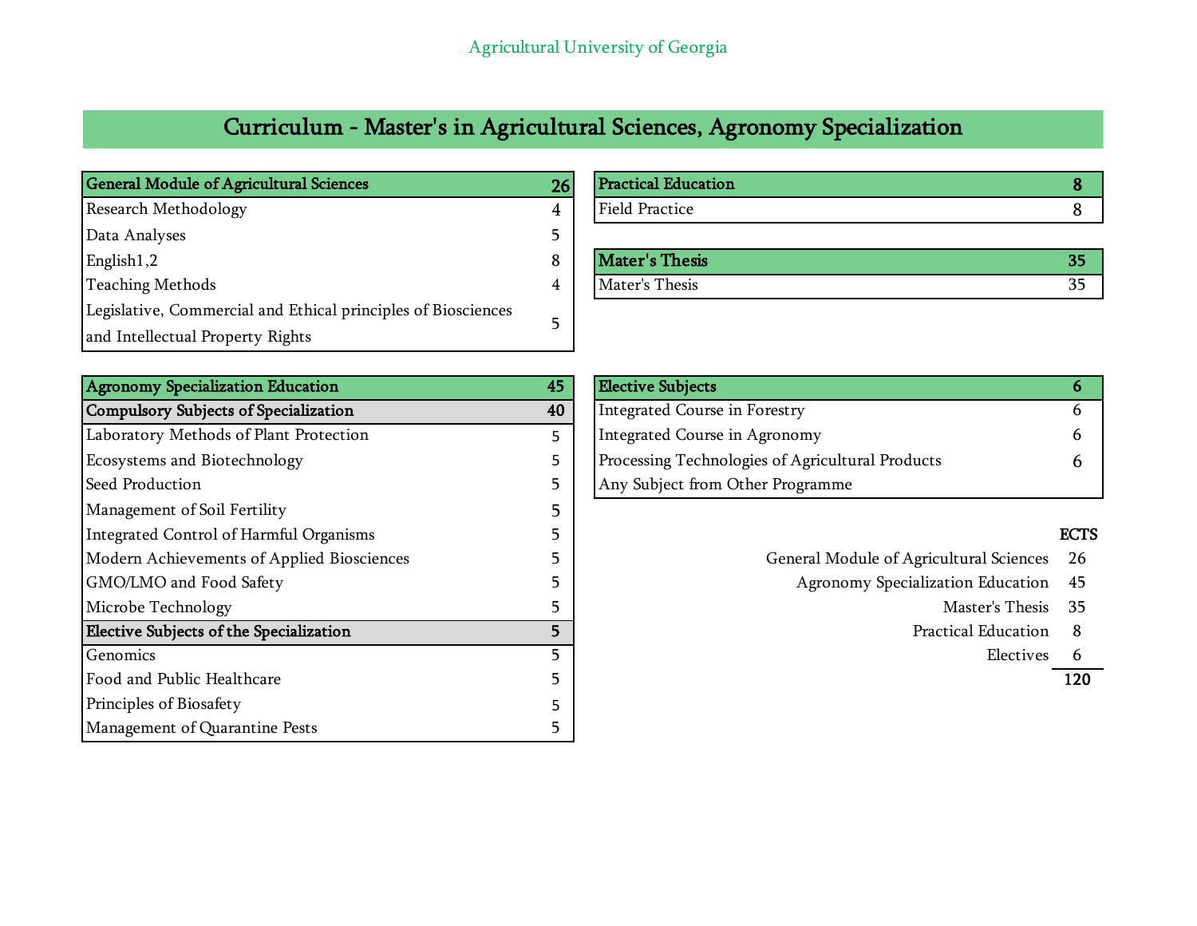Agricultural University of Georgia

# Curriculum - Master's in Agricultural Sciences, Agronomy Specialization

| **General Module of Agricultural Sciences** | **26** |
| --- | --- |
| Research Methodology | 4 |
| Data Analyses | 5 |
| English1,2 | 8 |
| Teaching Methods | 4 |
| Legislative, Commercial and Ethical principles of Biosciences and Intellectual Property Rights | 5 |

| **Agronomy Specialization Education** | **45** |
| --- | --- |
| **Compulsory Subjects of Specialization** | **40** |
| Laboratory Methods of Plant Protection | 5 |
| Ecosystems and Biotechnology | 5 |
| Seed Production | 5 |
| Management of Soil Fertility | 5 |
| Integrated Control of Harmful Organisms | 5 |
| Modern Achievements of Applied Biosciences | 5 |
| GMO/LMO and Food Safety | 5 |
| Microbe Technology | 5 |
| **Elective Subjects of the Specialization** | **5** |
| Genomics | 5 |
| Food and Public Healthcare | 5 |
| Principles of Biosafety | 5 |
| Management of Quarantine Pests | 5 |

| **Practical Education** | **8** |
| --- | --- |
| Field Practice | 8 |

| **Mater's Thesis** | **35** |
| --- | --- |
| Mater's Thesis | 35 |

| **Elective Subjects** | **6** |
| --- | --- |
| Integrated Course in Forestry | 6 |
| Integrated Course in Agronomy | 6 |
| Processing Technologies of Agricultural Products | 6 |
| Any Subject from Other Programme | |

| | **ECTS** |
| --- | --- |
| General Module of Agricultural Sciences | 26 |
| Agronomy Specialization Education | 45 |
| Master's Thesis | 35 |
| Practical Education | 8 |
| Electives | 6 |
| | **120** |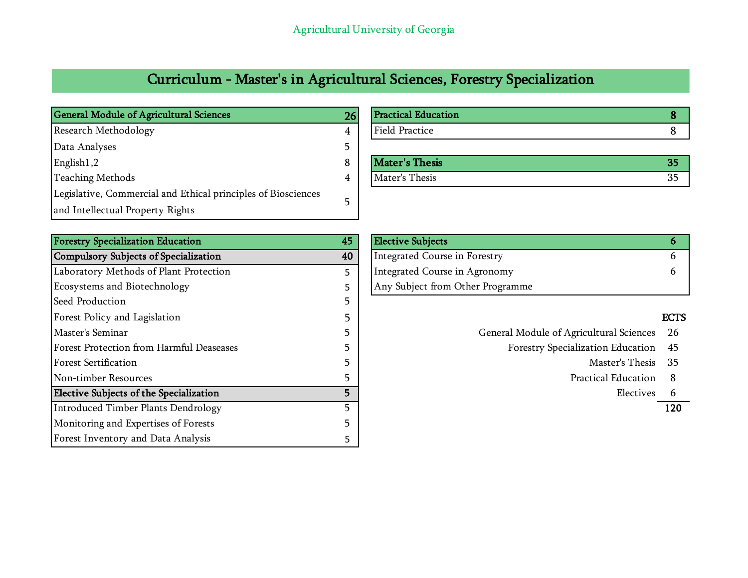Agricultural University of Georgia

# Curriculum - Master's in Agricultural Sciences, Forestry Specialization

| General Module of Agricultural Sciences | 26 |
|---|---|
| Research Methodology | 4 |
| Data Analyses | 5 |
| English1,2 | 8 |
| Teaching Methods | 4 |
| Legislative, Commercial and Ethical principles of Biosciences and Intellectual Property Rights | 5 |

| Practical Education | 8 |
|---|---|
| Field Practice | 8 |

| Mater's Thesis | 35 |
|---|---|
| Mater's Thesis | 35 |

| Forestry Specialization Education | 45 |
|---|---|
| **Compulsory Subjects of Specialization** | **40** |
| Laboratory Methods of Plant Protection | 5 |
| Ecosystems and Biotechnology | 5 |
| Seed Production | 5 |
| Forest Policy and Lagislation | 5 |
| Master's Seminar | 5 |
| Forest Protection from Harmful Deaseases | 5 |
| Forest Sertification | 5 |
| Non-timber Resources | 5 |
| **Elective Subjects of the Specialization** | **5** |
| Introduced Timber Plants Dendrology | 5 |
| Monitoring and Expertises of Forests | 5 |
| Forest Inventory and Data Analysis | 5 |

| Elective Subjects | 6 |
|---|---|
| Integrated Course in Forestry | 6 |
| Integrated Course in Agronomy | 6 |
| Any Subject from Other Programme | |

| | ECTS |
|---|---|
| General Module of Agricultural Sciences | 26 |
| Forestry Specialization Education | 45 |
| Master's Thesis | 35 |
| Practical Education | 8 |
| Electives | 6 |
| | **120** |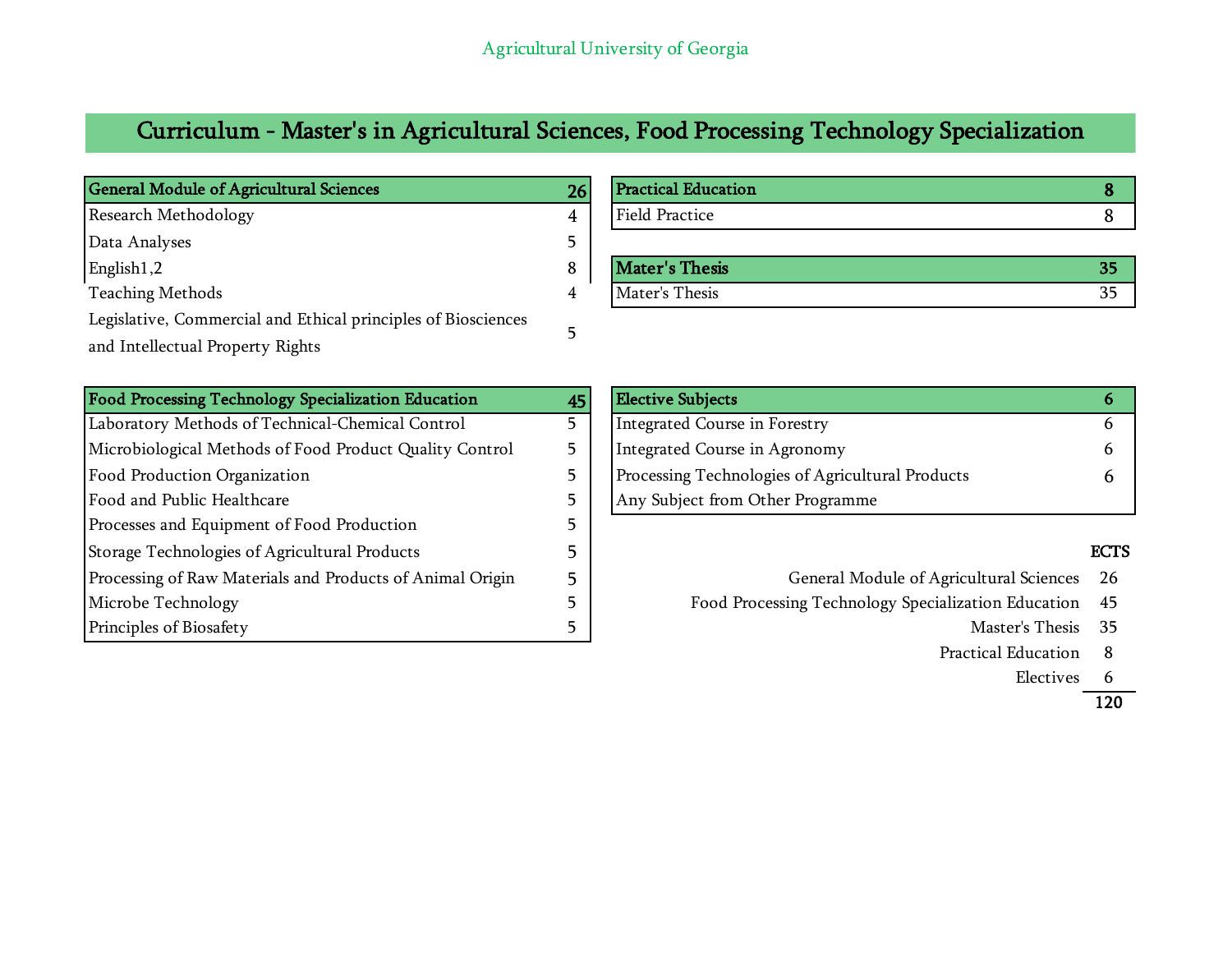Agricultural University of Georgia

# Curriculum - Master's in Agricultural Sciences, Food Processing Technology Specialization

| General Module of Agricultural Sciences | 26 |
|---|---|
| Research Methodology | 4 |
| Data Analyses | 5 |
| English1,2 | 8 |
| Teaching Methods | 4 |
| Legislative, Commercial and Ethical principles of Biosciences and Intellectual Property Rights | 5 |

| Practical Education | 8 |
|---|---|
| Field Practice | 8 |

| Mater's Thesis | 35 |
|---|---|
| Mater's Thesis | 35 |

| Food Processing Technology Specialization Education | 45 |
|---|---|
| Laboratory Methods of Technical-Chemical Control | 5 |
| Microbiological Methods of Food Product Quality Control | 5 |
| Food Production Organization | 5 |
| Food and Public Healthcare | 5 |
| Processes and Equipment of Food Production | 5 |
| Storage Technologies of Agricultural Products | 5 |
| Processing of Raw Materials and Products of Animal Origin | 5 |
| Microbe Technology | 5 |
| Principles of Biosafety | 5 |

| Elective Subjects | 6 |
|---|---|
| Integrated Course in Forestry | 6 |
| Integrated Course in Agronomy | 6 |
| Processing Technologies of Agricultural Products | 6 |
| Any Subject from Other Programme | |

| | ECTS |
|---|---|
| General Module of Agricultural Sciences | 26 |
| Food Processing Technology Specialization Education | 45 |
| Master's Thesis | 35 |
| Practical Education | 8 |
| Electives | 6 |
| | **120** |